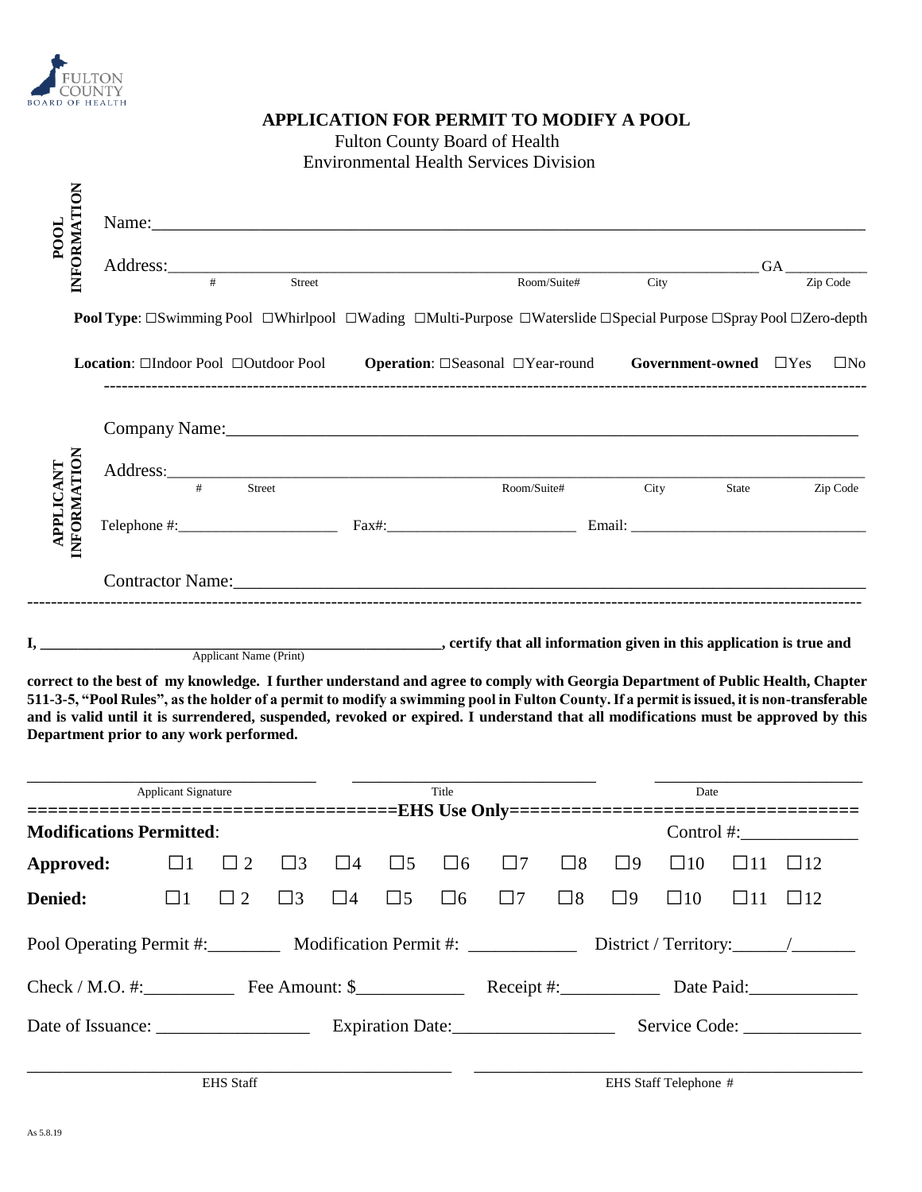FULTON COUNTY BOARD OF HEALTH

# APPLICATION FOR PERMIT TO MODIFY A POOL

Fulton County Board of Health
Environmental Health Services Division

**POOL INFORMATION**

Name:_______________________________________________________________________________

Address:_____________________________________________________________________ GA __________
# Street Room/Suite# City Zip Code

**Pool Type**: ☐Swimming Pool ☐Whirlpool ☐Wading ☐Multi-Purpose ☐Waterslide ☐Special Purpose ☐Spray Pool ☐Zero-depth

**Location**: ☐Indoor Pool ☐Outdoor Pool **Operation**: ☐Seasonal ☐Year-round **Government-owned** ☐Yes ☐No

---

**APPLICANT INFORMATION**

Company Name:_______________________________________________________________________

Address:_____________________________________________________________________________
# Street Room/Suite# City State Zip Code

Telephone #:____________________ Fax#:________________________ Email: ______________________________

Contractor Name:_____________________________________________________________________

---

**I, ____________________________________________, certify that all information given in this application is true and**
Applicant Name (Print)

**correct to the best of my knowledge. I further understand and agree to comply with Georgia Department of Public Health, Chapter 511-3-5, "Pool Rules", as the holder of a permit to modify a swimming pool in Fulton County. If a permit is issued, it is non-transferable and is valid until it is surrendered, suspended, revoked or expired. I understand that all modifications must be approved by this Department prior to any work performed.**

_______________________________ _______________________________ _______________________________
Applicant Signature Title Date

**EHS Use Only**

**Modifications Permitted**: Control #:_____________

**Approved:** ☐1 ☐2 ☐3 ☐4 ☐5 ☐6 ☐7 ☐8 ☐9 ☐10 ☐11 ☐12

**Denied:** ☐1 ☐2 ☐3 ☐4 ☐5 ☐6 ☐7 ☐8 ☐9 ☐10 ☐11 ☐12

Pool Operating Permit #:________ Modification Permit #: ____________ District / Territory:______/_______

Check / M.O. #:__________ Fee Amount: $____________ Receipt #:___________ Date Paid:____________

Date of Issuance: _________________ Expiration Date:__________________ Service Code: _____________

_______________________________________ _______________________________________
EHS Staff EHS Staff Telephone #

As 5.8.19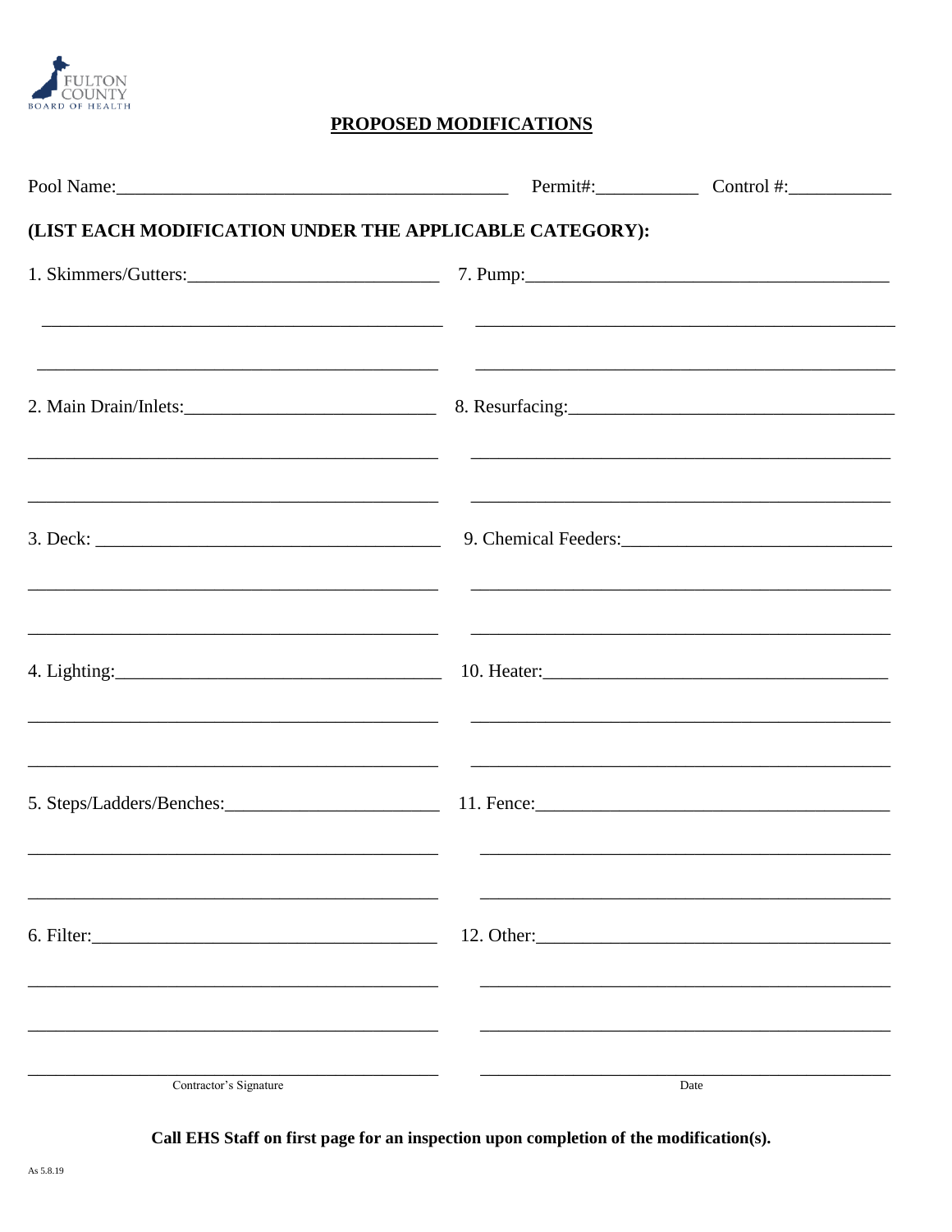FULTON COUNTY BOARD OF HEALTH

## PROPOSED MODIFICATIONS

Pool Name:______________________________ Permit#:__________ Control #:__________

**(LIST EACH MODIFICATION UNDER THE APPLICABLE CATEGORY):**

1. Skimmers/Gutters:______________________

2. Main Drain/Inlets:______________________

3. Deck:______________________

4. Lighting:______________________

5. Steps/Ladders/Benches:______________________

6. Filter:______________________

7. Pump:______________________

8. Resurfacing:______________________

9. Chemical Feeders:______________________

10. Heater:______________________

11. Fence:______________________

12. Other:______________________

______________________ Contractor's Signature

______________________ Date

**Call EHS Staff on first page for an inspection upon completion of the modification(s).**

As 5.8.19